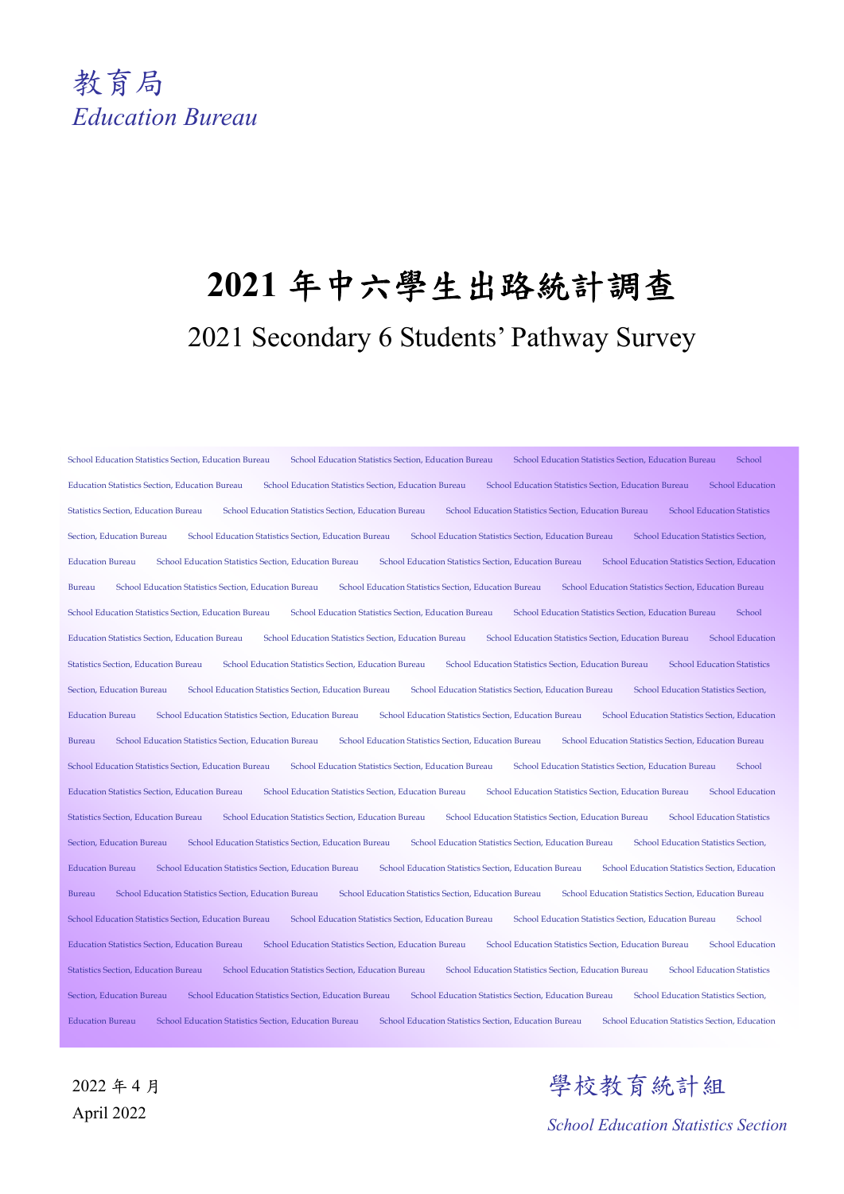教育局

*Education Bureau*

# 2021 年中六學生出路統計調查

## 2021 Secondary 6 Students' Pathway Survey

2022 年 4 月

April 2022

學校教育統計組

*School Education Statistics Section*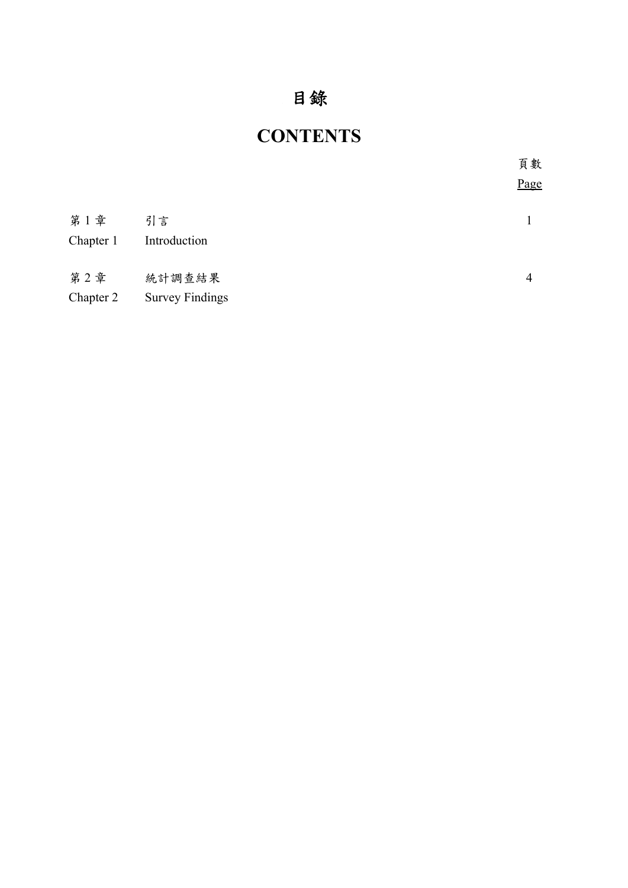# 目錄

# CONTENTS

| | | 頁數 Page |
|---|---|---|
| 第 1 章 Chapter 1 | 引言 Introduction | 1 |
| 第 2 章 Chapter 2 | 統計調查結果 Survey Findings | 4 |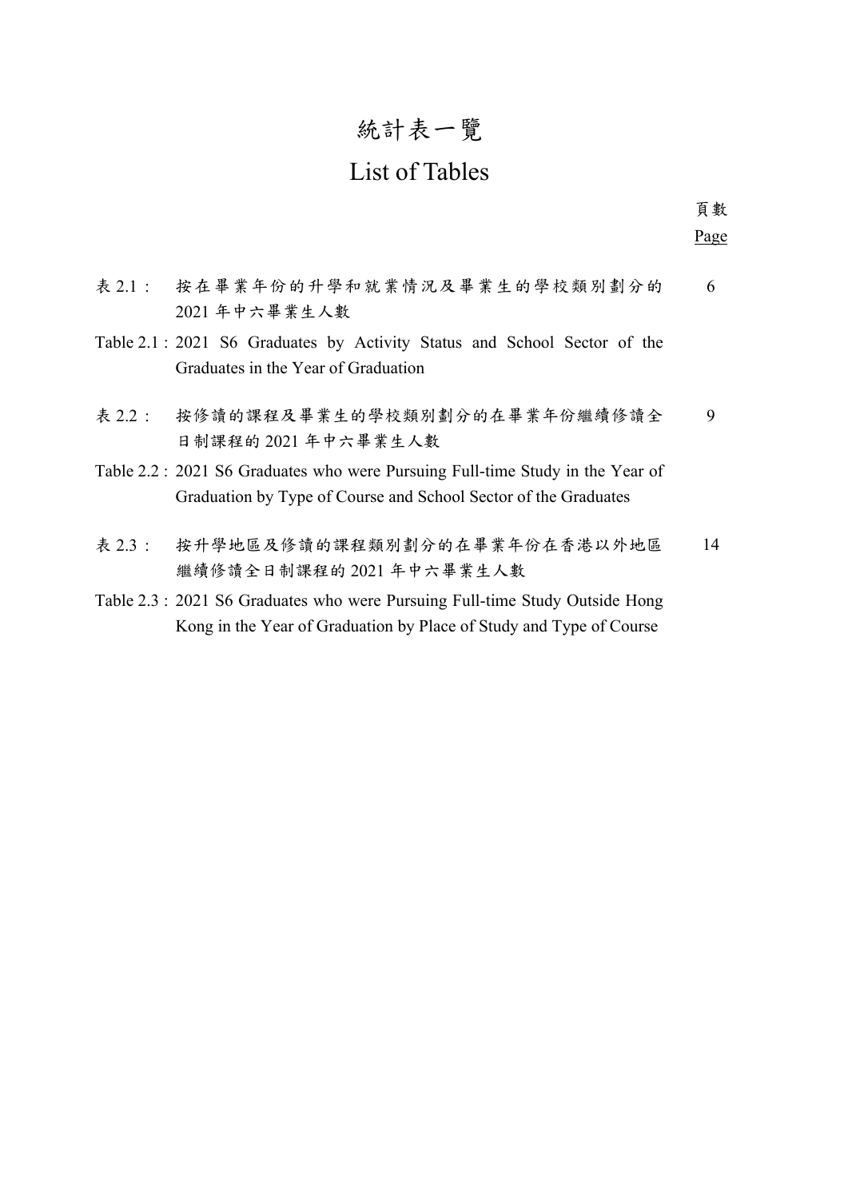# 統計表一覽

# List of Tables

| | | 頁數 Page |
|---|---|---|
| 表 2.1： | 按在畢業年份的升學和就業情況及畢業生的學校類別劃分的 2021 年中六畢業生人數 | 6 |
| Table 2.1 : | 2021 S6 Graduates by Activity Status and School Sector of the Graduates in the Year of Graduation | |
| 表 2.2： | 按修讀的課程及畢業生的學校類別劃分的在畢業年份繼續修讀全日制課程的 2021 年中六畢業生人數 | 9 |
| Table 2.2 : | 2021 S6 Graduates who were Pursuing Full-time Study in the Year of Graduation by Type of Course and School Sector of the Graduates | |
| 表 2.3： | 按升學地區及修讀的課程類別劃分的在畢業年份在香港以外地區繼續修讀全日制課程的 2021 年中六畢業生人數 | 14 |
| Table 2.3 : | 2021 S6 Graduates who were Pursuing Full-time Study Outside Hong Kong in the Year of Graduation by Place of Study and Type of Course | |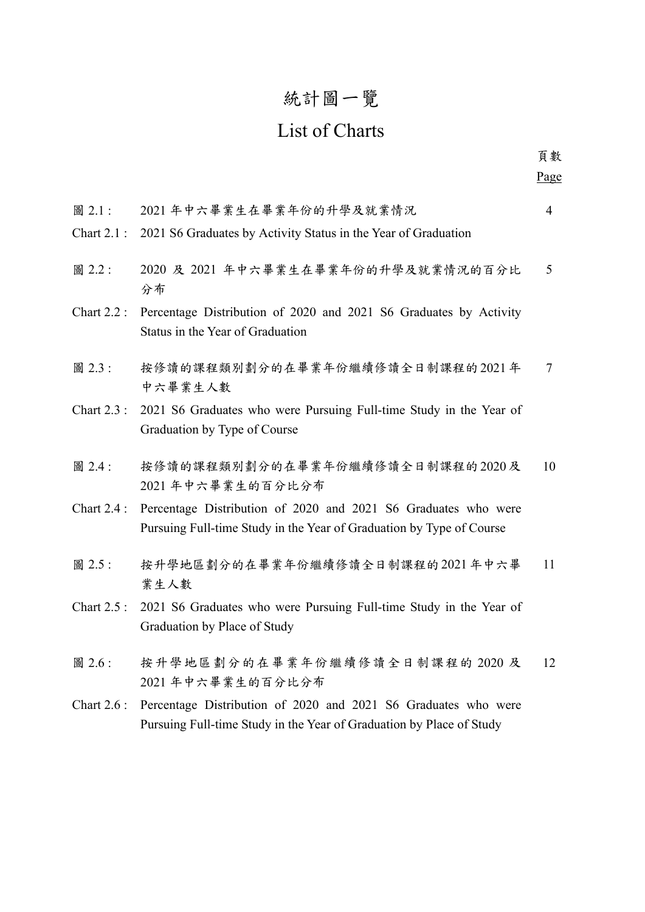# 統計圖一覽

# List of Charts

| | | 頁數<br>Page |
|---|---|---|
| 圖 2.1 : | 2021 年中六畢業生在畢業年份的升學及就業情況 | 4 |
| Chart 2.1 : | 2021 S6 Graduates by Activity Status in the Year of Graduation | |
| 圖 2.2 : | 2020 及 2021 年中六畢業生在畢業年份的升學及就業情況的百分比分布 | 5 |
| Chart 2.2 : | Percentage Distribution of 2020 and 2021 S6 Graduates by Activity Status in the Year of Graduation | |
| 圖 2.3 : | 按修讀的課程類別劃分的在畢業年份繼續修讀全日制課程的 2021 年中六畢業生人數 | 7 |
| Chart 2.3 : | 2021 S6 Graduates who were Pursuing Full-time Study in the Year of Graduation by Type of Course | |
| 圖 2.4 : | 按修讀的課程類別劃分的在畢業年份繼續修讀全日制課程的 2020 及 2021 年中六畢業生的百分比分布 | 10 |
| Chart 2.4 : | Percentage Distribution of 2020 and 2021 S6 Graduates who were Pursuing Full-time Study in the Year of Graduation by Type of Course | |
| 圖 2.5 : | 按升學地區劃分的在畢業年份繼續修讀全日制課程的 2021 年中六畢業生人數 | 11 |
| Chart 2.5 : | 2021 S6 Graduates who were Pursuing Full-time Study in the Year of Graduation by Place of Study | |
| 圖 2.6 : | 按升學地區劃分的在畢業年份繼續修讀全日制課程的 2020 及 2021 年中六畢業生的百分比分布 | 12 |
| Chart 2.6 : | Percentage Distribution of 2020 and 2021 S6 Graduates who were Pursuing Full-time Study in the Year of Graduation by Place of Study | |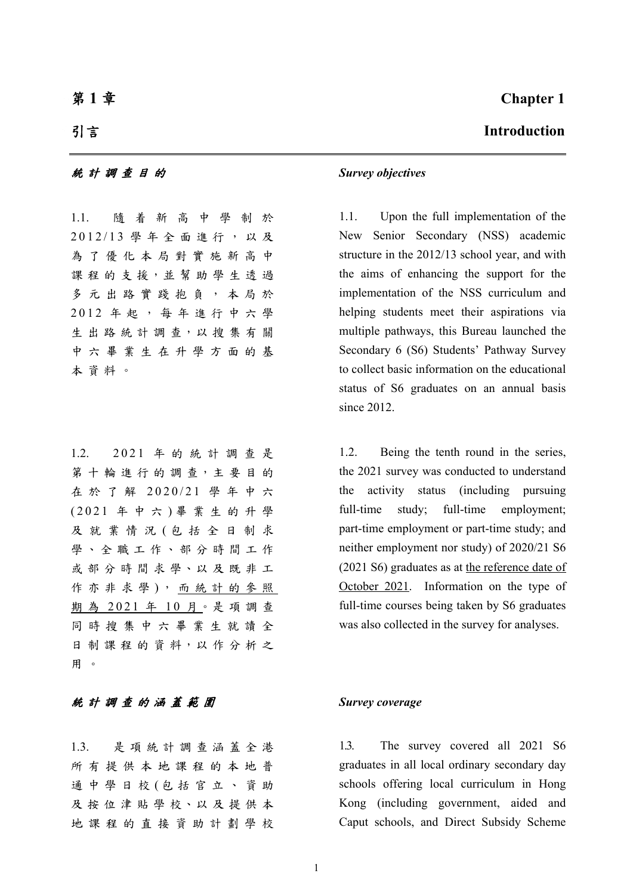# 第 1 章

# 引言

*統計調查目的*

1.1. 隨着新高中學制於2012/13學年全面進行，以及為了優化本局對實施新高中課程的支援，並幫助學生透過多元出路實踐抱負，本局於2012年起，每年進行中六學生出路統計調查，以搜集有關中六畢業生在升學方面的基本資料。

1.2. 2021年的統計調查是第十輪進行的調查，主要目的在於了解2020/21學年中六(2021年中六)畢業生的升學及就業情況(包括全日制求學、全職工作、部分時間工作或部分時間求學、以及既非工作亦非求學)，<u>而統計的參照期為2021年10月</u>。是項調查同時搜集中六畢業生就讀全日制課程的資料，以作分析之用。

*統計調查的涵蓋範圍*

1.3. 是項統計調查涵蓋全港所有提供本地課程的本地普通中學日校(包括官立、資助及按位津貼學校、以及提供本地課程的直接資助計劃學校

# Chapter 1

# Introduction

***Survey objectives***

1.1. Upon the full implementation of the New Senior Secondary (NSS) academic structure in the 2012/13 school year, and with the aims of enhancing the support for the implementation of the NSS curriculum and helping students meet their aspirations via multiple pathways, this Bureau launched the Secondary 6 (S6) Students' Pathway Survey to collect basic information on the educational status of S6 graduates on an annual basis since 2012.

1.2. Being the tenth round in the series, the 2021 survey was conducted to understand the activity status (including pursuing full-time study; full-time employment; part-time employment or part-time study; and neither employment nor study) of 2020/21 S6 (2021 S6) graduates as at <u>the reference date of October 2021</u>. Information on the type of full-time courses being taken by S6 graduates was also collected in the survey for analyses.

***Survey coverage***

1.3. The survey covered all 2021 S6 graduates in all local ordinary secondary day schools offering local curriculum in Hong Kong (including government, aided and Caput schools, and Direct Subsidy Scheme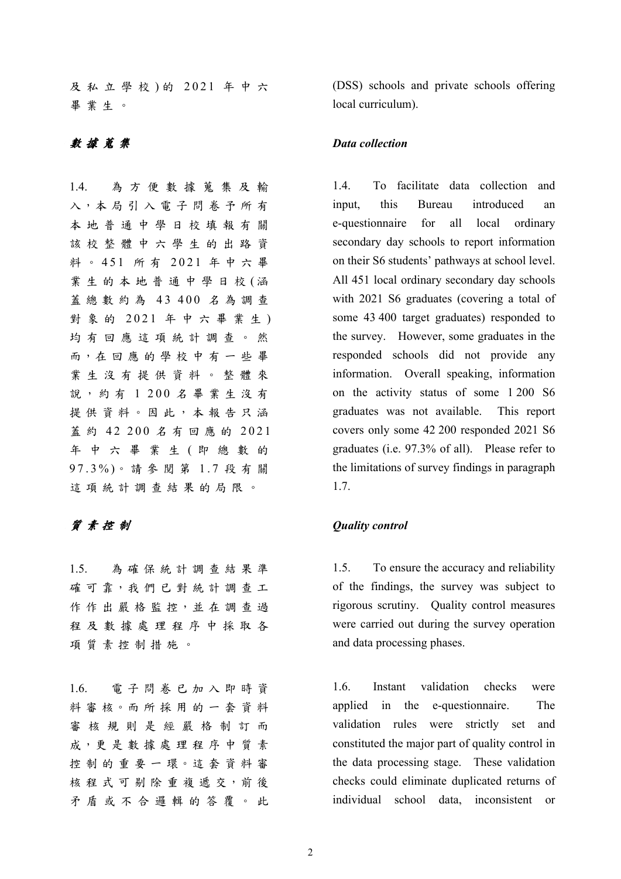及私立學校)的 2021 年中六畢業生。

(DSS) schools and private schools offering local curriculum).

### *數據蒐集*

### *Data collection*

1.4. 為方便數據蒐集及輸入，本局引入電子問卷予所有本地普通中學日校填報有關該校整體中六學生的出路資料。451 所有 2021 年中六畢業生的本地普通中學日校(涵蓋總數約為 43 400 名為調查對象的 2021 年中六畢業生)均有回應這項統計調查。然而，在回應的學校中有一些畢業生沒有提供資料。整體來說，約有 1 200 名畢業生沒有提供資料。因此，本報告只涵蓋約 42 200 名有回應的 2021 年中六畢業生(即總數的 97.3%)。請參閱第 1.7 段有關這項統計調查結果的局限。

1.4. To facilitate data collection and input, this Bureau introduced an e-questionnaire for all local ordinary secondary day schools to report information on their S6 students' pathways at school level. All 451 local ordinary secondary day schools with 2021 S6 graduates (covering a total of some 43 400 target graduates) responded to the survey. However, some graduates in the responded schools did not provide any information. Overall speaking, information on the activity status of some 1 200 S6 graduates was not available. This report covers only some 42 200 responded 2021 S6 graduates (i.e. 97.3% of all). Please refer to the limitations of survey findings in paragraph 1.7.

### *質素控制*

### *Quality control*

1.5. 為確保統計調查結果準確可靠，我們已對統計調查工作作出嚴格監控，並在調查過程及數據處理程序中採取各項質素控制措施。

1.5. To ensure the accuracy and reliability of the findings, the survey was subject to rigorous scrutiny. Quality control measures were carried out during the survey operation and data processing phases.

1.6. 電子問卷已加入即時資料審核。而所採用的一套資料審核規則是經嚴格制訂而成，更是數據處理程序中質素控制的重要一環。這套資料審核程式可剔除重複遞交，前後矛盾或不合邏輯的答覆。此

1.6. Instant validation checks were applied in the e-questionnaire. The validation rules were strictly set and constituted the major part of quality control in the data processing stage. These validation checks could eliminate duplicated returns of individual school data, inconsistent or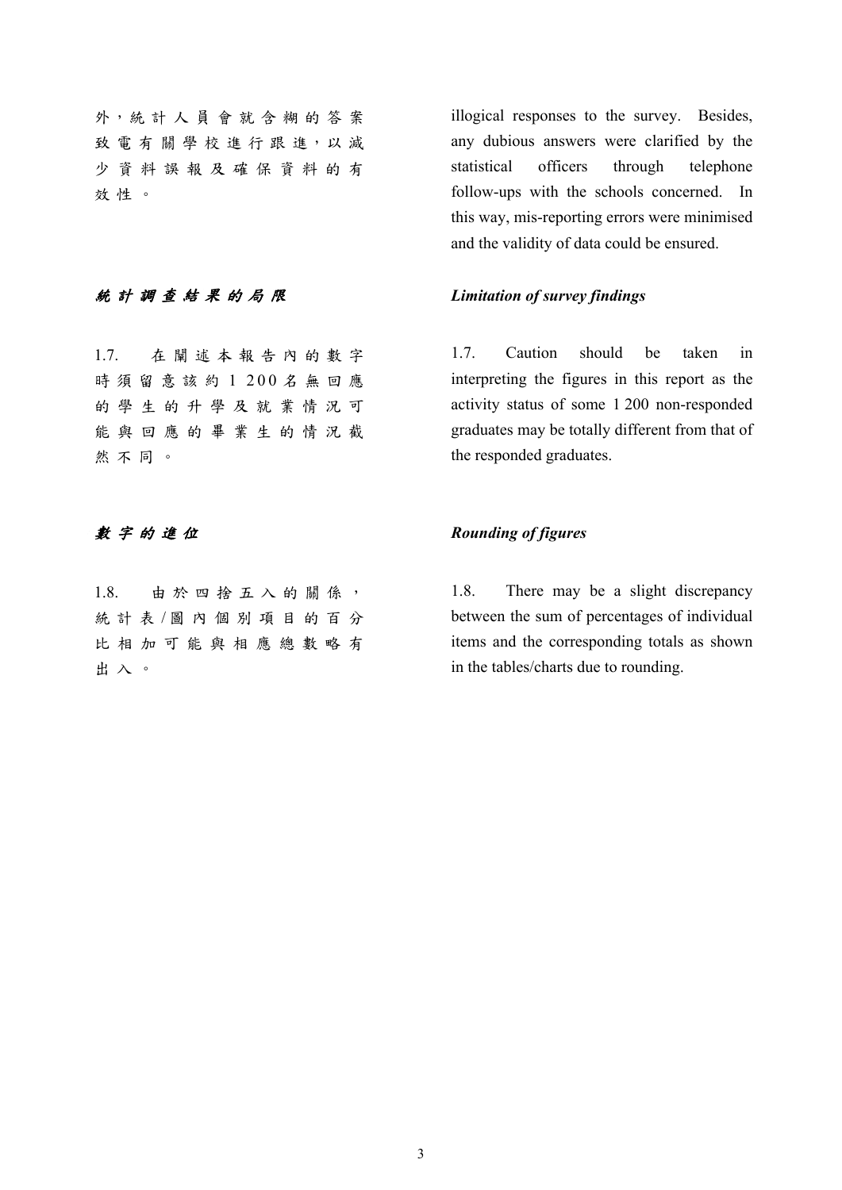外，統計人員會就含糊的答案致電有關學校進行跟進，以減少資料誤報及確保資料的有效性。

illogical responses to the survey. Besides, any dubious answers were clarified by the statistical officers through telephone follow-ups with the schools concerned. In this way, mis-reporting errors were minimised and the validity of data could be ensured.

### *統計調查結果的局限*

### *Limitation of survey findings*

1.7. 在闡述本報告內的數字時須留意該約 1 200 名無回應的學生的升學及就業情況可能與回應的畢業生的情況截然不同。

1.7. Caution should be taken in interpreting the figures in this report as the activity status of some 1 200 non-responded graduates may be totally different from that of the responded graduates.

### *數字的進位*

### *Rounding of figures*

1.8. 由於四捨五入的關係，統計表/圖內個別項目的百分比相加可能與相應總數略有出入。

1.8. There may be a slight discrepancy between the sum of percentages of individual items and the corresponding totals as shown in the tables/charts due to rounding.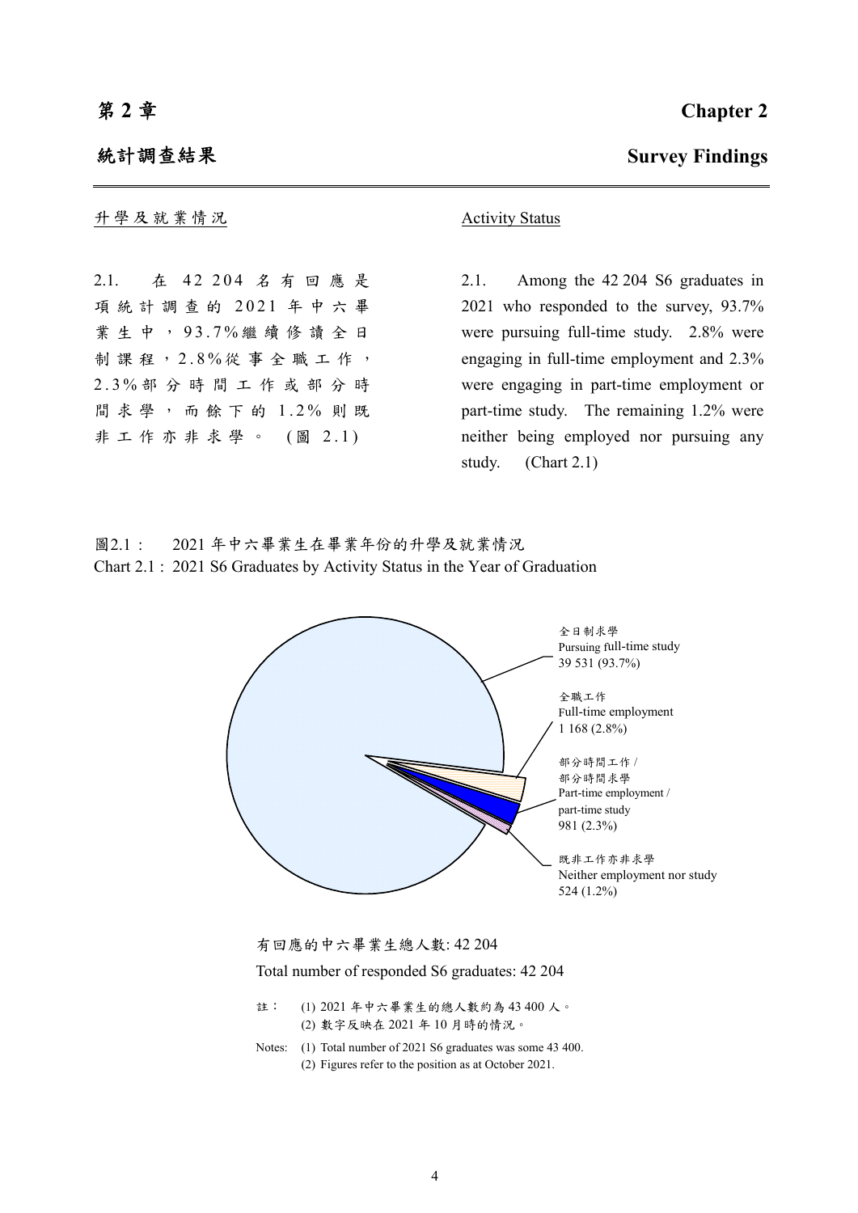# 第 2 章 Chapter 2

## 統計調查結果 Survey Findings

### 升學及就業情況

2.1. 在 42 204 名有回應是項統計調查的 2021 年中六畢業生中，93.7%繼續修讀全日制課程，2.8%從事全職工作，2.3%部分時間工作或部分時間求學，而餘下的 1.2%則既非工作亦非求學。 (圖 2.1)

### Activity Status

2.1. Among the 42 204 S6 graduates in 2021 who responded to the survey, 93.7% were pursuing full-time study. 2.8% were engaging in full-time employment and 2.3% were engaging in part-time employment or part-time study. The remaining 1.2% were neither being employed nor pursuing any study. (Chart 2.1)

圖2.1 : 2021 年中六畢業生在畢業年份的升學及就業情況

Chart 2.1 : 2021 S6 Graduates by Activity Status in the Year of Graduation

全日制求學
Pursuing full-time study
39 531 (93.7%)

全職工作
Full-time employment
1 168 (2.8%)

部分時間工作 / 部分時間求學
Part-time employment / part-time study
981 (2.3%)

既非工作亦非求學
Neither employment nor study
524 (1.2%)

有回應的中六畢業生總人數: 42 204

Total number of responded S6 graduates: 42 204

註： (1) 2021 年中六畢業生的總人數約為 43 400 人。
(2) 數字反映在 2021 年 10 月時的情況。

Notes: (1) Total number of 2021 S6 graduates was some 43 400.
(2) Figures refer to the position as at October 2021.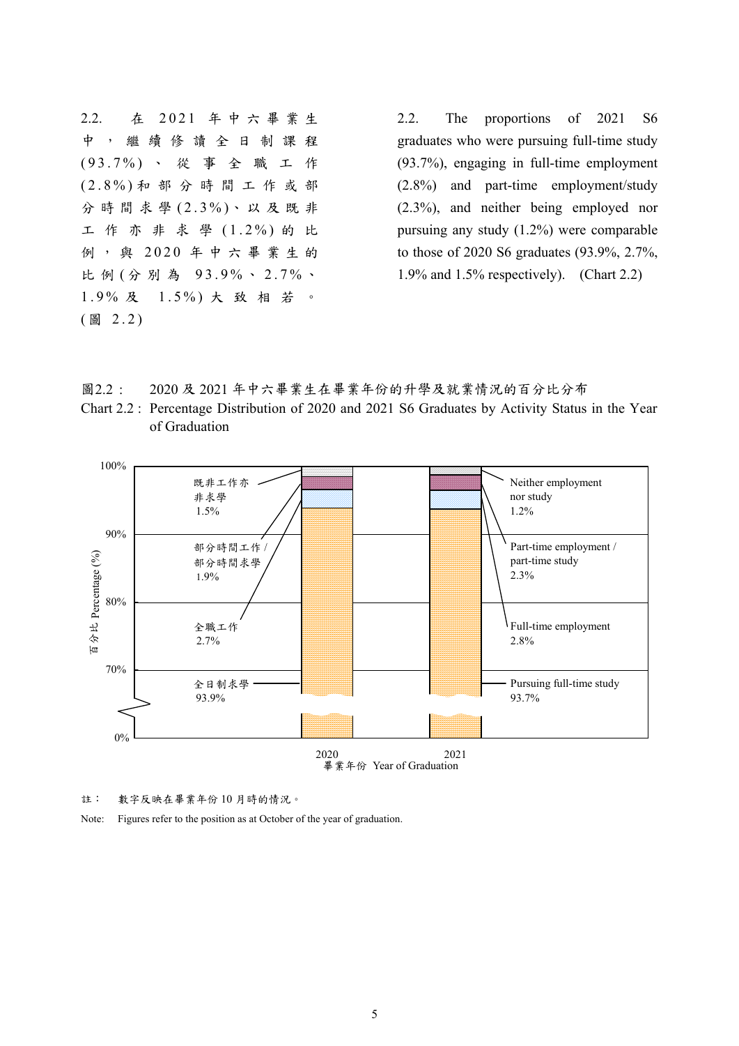2.2. 在2021年中六畢業生中，繼續修讀全日制課程(93.7%)、從事全職工作(2.8%)和部分時間工作或部分時間求學(2.3%)、以及既非工作亦非求學(1.2%)的比例，與2020年中六畢業生的比例(分別為93.9%、2.7%、1.9%及1.5%)大致相若。(圖2.2)

2.2. The proportions of 2021 S6 graduates who were pursuing full-time study (93.7%), engaging in full-time employment (2.8%) and part-time employment/study (2.3%), and neither being employed nor pursuing any study (1.2%) were comparable to those of 2020 S6 graduates (93.9%, 2.7%, 1.9% and 1.5% respectively). (Chart 2.2)

圖2.2： 2020及2021年中六畢業生在畢業年份的升學及就業情況的百分比分布

Chart 2.2 : Percentage Distribution of 2020 and 2021 S6 Graduates by Activity Status in the Year of Graduation

| 活動情況 Activity Status | 2020 | 2021 |
|---|---|---|
| 既非工作亦非求學 Neither employment nor study | 1.5% | 1.2% |
| 部分時間工作 / 部分時間求學 Part-time employment / part-time study | 1.9% | 2.3% |
| 全職工作 Full-time employment | 2.7% | 2.8% |
| 全日制求學 Pursuing full-time study | 93.9% | 93.7% |

百分比 Percentage (%)

畢業年份 Year of Graduation

註： 數字反映在畢業年份10月時的情況。

Note: Figures refer to the position as at October of the year of graduation.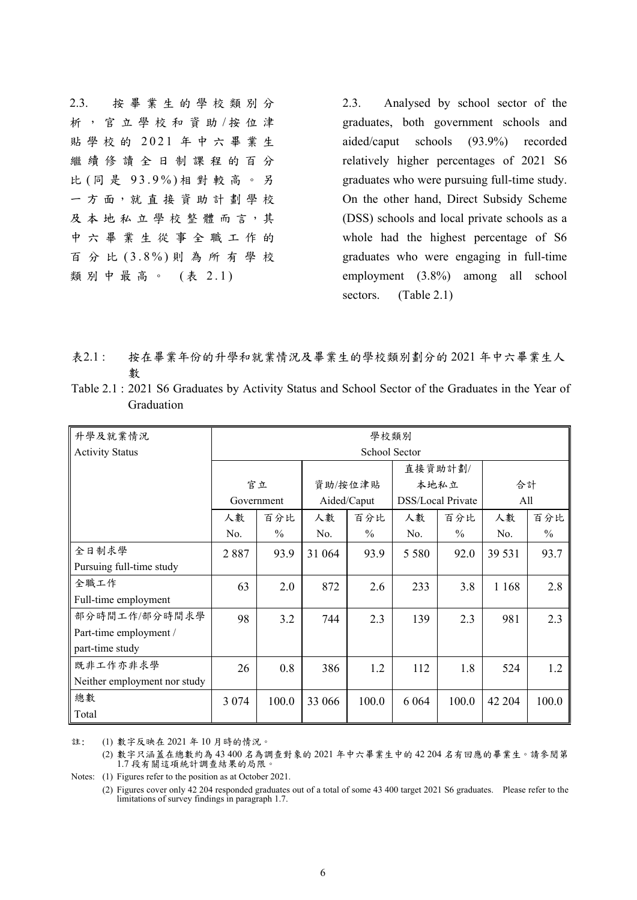2.3. 按畢業生的學校類別分析，官立學校和資助/按位津貼學校的2021年中六畢業生繼續修讀全日制課程的百分比(同是93.9%)相對較高。另一方面，就直接資助計劃學校及本地私立學校整體而言，其中六畢業生從事全職工作的百分比(3.8%)則為所有學校類別中最高。(表2.1)

2.3. Analysed by school sector of the graduates, both government schools and aided/caput schools (93.9%) recorded relatively higher percentages of 2021 S6 graduates who were pursuing full-time study. On the other hand, Direct Subsidy Scheme (DSS) schools and local private schools as a whole had the highest percentage of S6 graduates who were engaging in full-time employment (3.8%) among all school sectors. (Table 2.1)

表2.1： 按在畢業年份的升學和就業情況及畢業生的學校類別劃分的2021年中六畢業生人數

Table 2.1 : 2021 S6 Graduates by Activity Status and School Sector of the Graduates in the Year of Graduation

| 升學及就業情況 Activity Status | 學校類別 School Sector | | | | | | | |
|---|---|---|---|---|---|---|---|---|
| | 官立 Government | | 資助/按位津貼 Aided/Caput | | 直接資助計劃/本地私立 DSS/Local Private | | 合計 All | |
| | 人數 No. | 百分比 % | 人數 No. | 百分比 % | 人數 No. | 百分比 % | 人數 No. | 百分比 % |
| 全日制求學 Pursuing full-time study | 2 887 | 93.9 | 31 064 | 93.9 | 5 580 | 92.0 | 39 531 | 93.7 |
| 全職工作 Full-time employment | 63 | 2.0 | 872 | 2.6 | 233 | 3.8 | 1 168 | 2.8 |
| 部分時間工作/部分時間求學 Part-time employment / part-time study | 98 | 3.2 | 744 | 2.3 | 139 | 2.3 | 981 | 2.3 |
| 既非工作亦非求學 Neither employment nor study | 26 | 0.8 | 386 | 1.2 | 112 | 1.8 | 524 | 1.2 |
| 總數 Total | 3 074 | 100.0 | 33 066 | 100.0 | 6 064 | 100.0 | 42 204 | 100.0 |

註： (1) 數字反映在2021年10月時的情況。

(2) 數字只涵蓋在總數約為43 400名為調查對象的2021年中六畢業生中的42 204名有回應的畢業生。請參閱第1.7段有關這項統計調查結果的局限。

Notes: (1) Figures refer to the position as at October 2021.

(2) Figures cover only 42 204 responded graduates out of a total of some 43 400 target 2021 S6 graduates. Please refer to the limitations of survey findings in paragraph 1.7.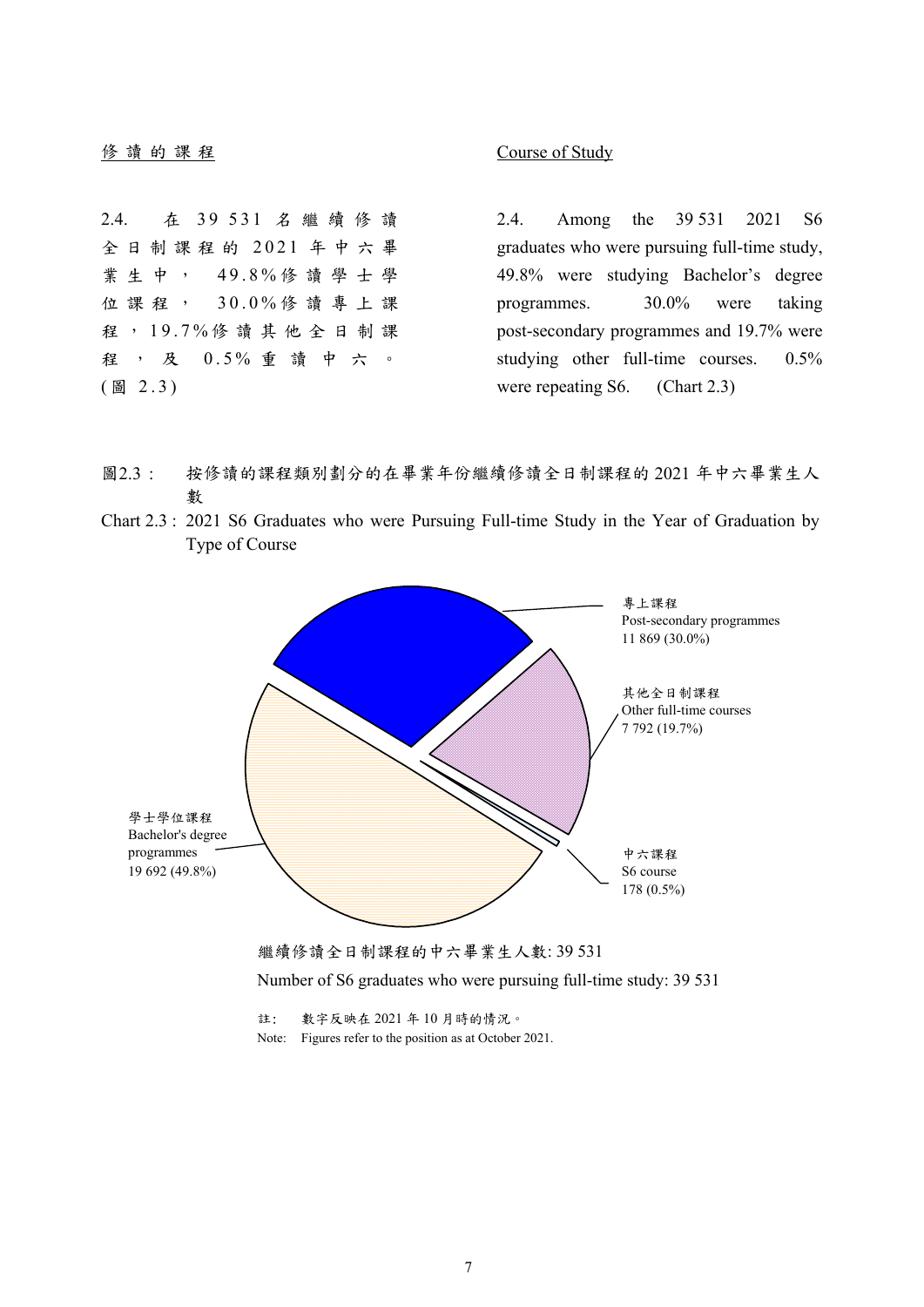## 修讀的課程

## Course of Study

2.4. 在 39 531 名繼續修讀全日制課程的 2021 年中六畢業生中，49.8%修讀學士學位課程，30.0%修讀專上課程，19.7%修讀其他全日制課程，及 0.5%重讀中六。(圖 2.3)

2.4. Among the 39 531 2021 S6 graduates who were pursuing full-time study, 49.8% were studying Bachelor's degree programmes. 30.0% were taking post-secondary programmes and 19.7% were studying other full-time courses. 0.5% were repeating S6. (Chart 2.3)

圖2.3： 按修讀的課程類別劃分的在畢業年份繼續修讀全日制課程的 2021 年中六畢業生人數

Chart 2.3 : 2021 S6 Graduates who were Pursuing Full-time Study in the Year of Graduation by Type of Course

專上課程
Post-secondary programmes
11 869 (30.0%)

其他全日制課程
Other full-time courses
7 792 (19.7%)

中六課程
S6 course
178 (0.5%)

學士學位課程
Bachelor's degree programmes
19 692 (49.8%)

繼續修讀全日制課程的中六畢業生人數: 39 531

Number of S6 graduates who were pursuing full-time study: 39 531

註： 數字反映在 2021 年 10 月時的情況。

Note: Figures refer to the position as at October 2021.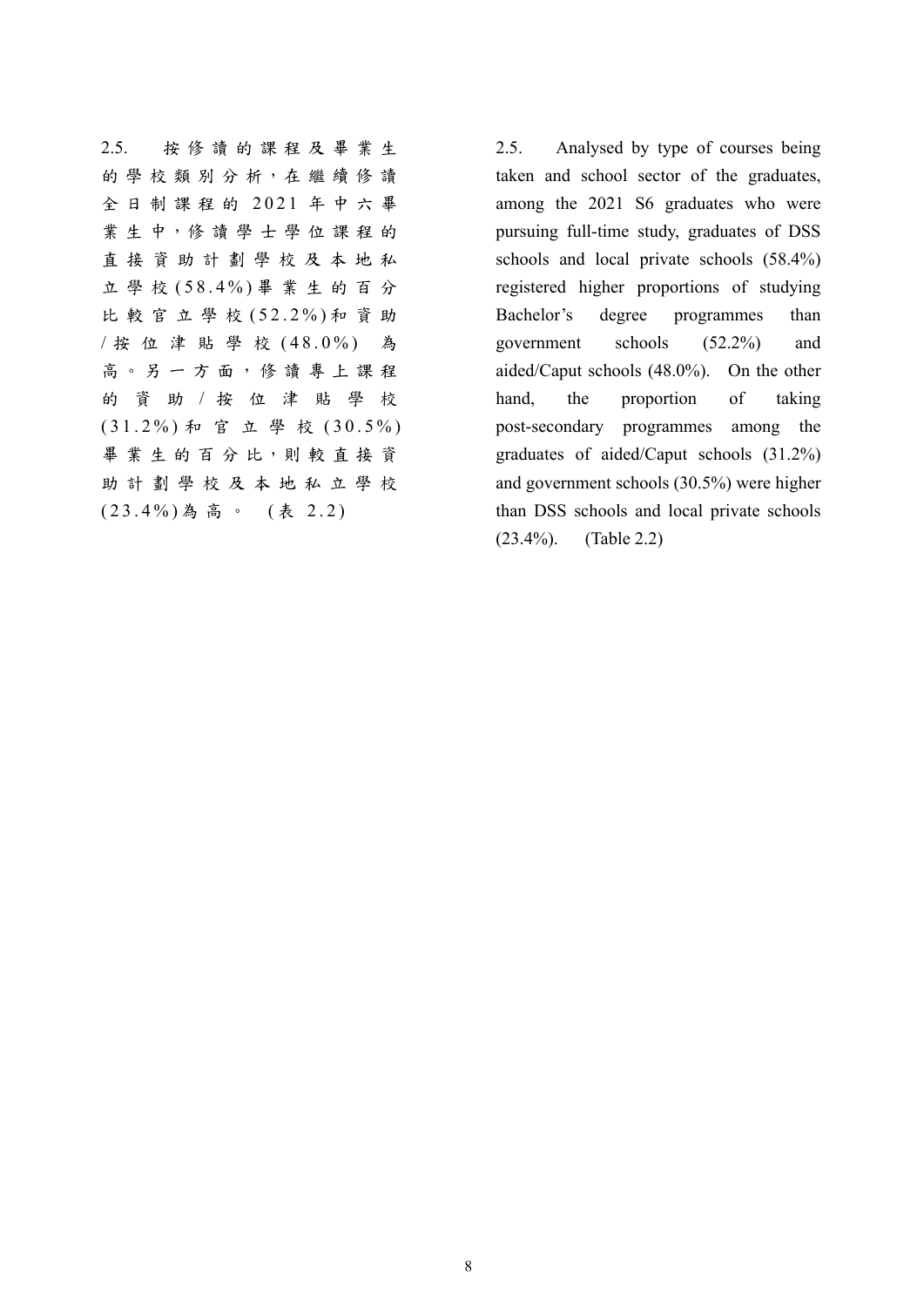2.5. 按修讀的課程及畢業生的學校類別分析，在繼續修讀全日制課程的2021年中六畢業生中，修讀學士學位課程的直接資助計劃學校及本地私立學校(58.4%)畢業生的百分比較官立學校(52.2%)和資助/按位津貼學校(48.0%)為高。另一方面，修讀專上課程的資助/按位津貼學校(31.2%)和官立學校(30.5%)畢業生的百分比，則較直接資助計劃學校及本地私立學校(23.4%)為高。 (表 2.2)

2.5. Analysed by type of courses being taken and school sector of the graduates, among the 2021 S6 graduates who were pursuing full-time study, graduates of DSS schools and local private schools (58.4%) registered higher proportions of studying Bachelor's degree programmes than government schools (52.2%) and aided/Caput schools (48.0%). On the other hand, the proportion of taking post-secondary programmes among the graduates of aided/Caput schools (31.2%) and government schools (30.5%) were higher than DSS schools and local private schools (23.4%). (Table 2.2)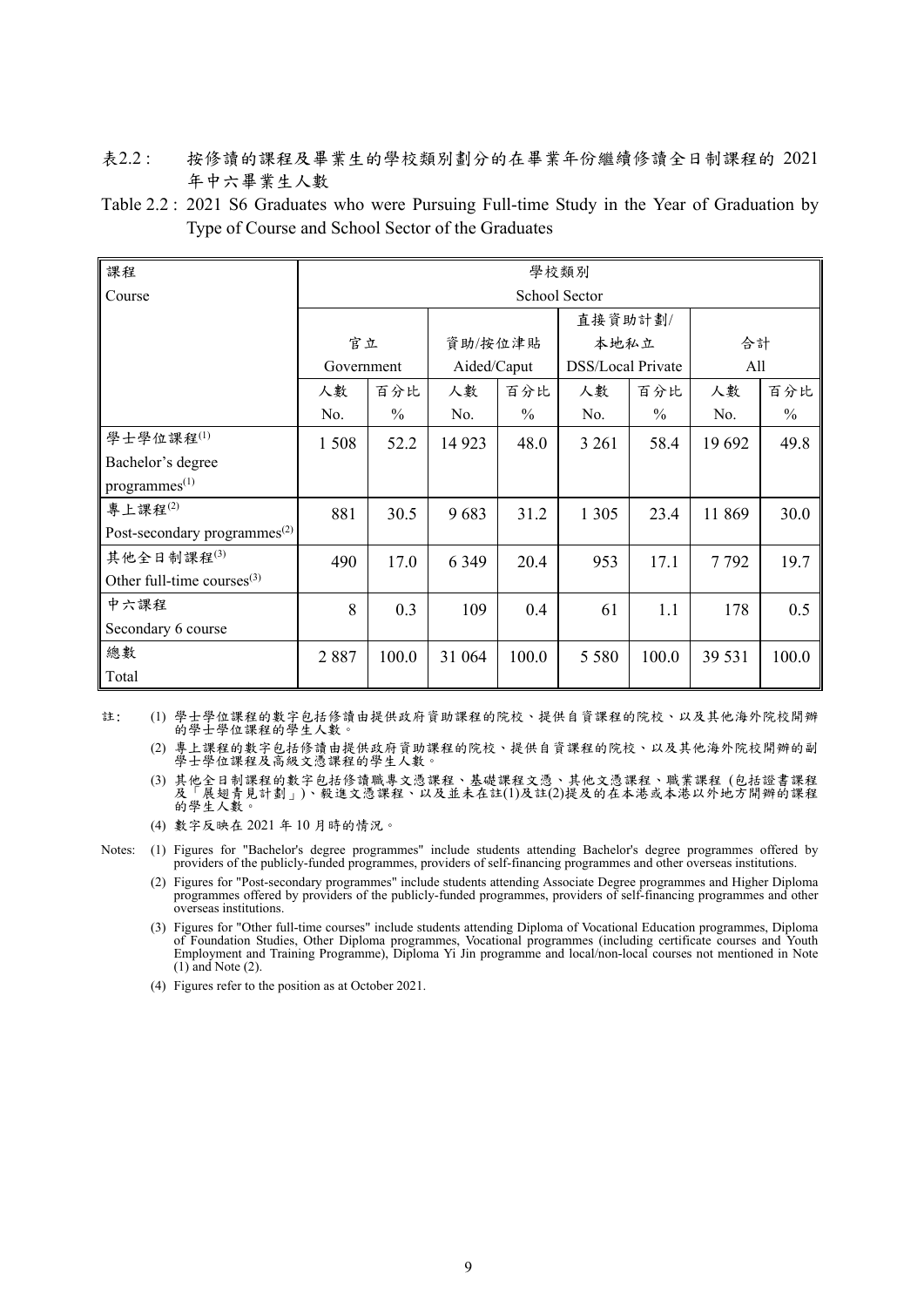表2.2 : 按修讀的課程及畢業生的學校類別劃分的在畢業年份繼續修讀全日制課程的 2021 年中六畢業生人數

Table 2.2 : 2021 S6 Graduates who were Pursuing Full-time Study in the Year of Graduation by Type of Course and School Sector of the Graduates

| 課程 Course | 學校類別 School Sector | | | | | | | |
|---|---|---|---|---|---|---|---|---|
| | 官立 Government | | 資助/按位津貼 Aided/Caput | | 直接資助計劃/本地私立 DSS/Local Private | | 合計 All | |
| | 人數 No. | 百分比 % | 人數 No. | 百分比 % | 人數 No. | 百分比 % | 人數 No. | 百分比 % |
| 學士學位課程(1) Bachelor's degree programmes(1) | 1 508 | 52.2 | 14 923 | 48.0 | 3 261 | 58.4 | 19 692 | 49.8 |
| 專上課程(2) Post-secondary programmes(2) | 881 | 30.5 | 9 683 | 31.2 | 1 305 | 23.4 | 11 869 | 30.0 |
| 其他全日制課程(3) Other full-time courses(3) | 490 | 17.0 | 6 349 | 20.4 | 953 | 17.1 | 7 792 | 19.7 |
| 中六課程 Secondary 6 course | 8 | 0.3 | 109 | 0.4 | 61 | 1.1 | 178 | 0.5 |
| 總數 Total | 2 887 | 100.0 | 31 064 | 100.0 | 5 580 | 100.0 | 39 531 | 100.0 |

註:

(1) 學士學位課程的數字包括修讀由提供政府資助課程的院校、提供自資課程的院校、以及其他海外院校開辦的學士學位課程的學生人數。

(2) 專上課程的數字包括修讀由提供政府資助課程的院校、提供自資課程的院校、以及其他海外院校開辦的副學士學位課程及高級文憑課程的學生人數。

(3) 其他全日制課程的數字包括修讀職專文憑課程、基礎課程文憑、其他文憑課程、職業課程 (包括證書課程及「展翅青見計劃」)、毅進文憑課程、以及並未在註(1)及註(2)提及的在本港或本港以外地方開辦的課程的學生人數。

(4) 數字反映在 2021 年 10 月時的情況。

Notes:

(1) Figures for "Bachelor's degree programmes" include students attending Bachelor's degree programmes offered by providers of the publicly-funded programmes, providers of self-financing programmes and other overseas institutions.

(2) Figures for "Post-secondary programmes" include students attending Associate Degree programmes and Higher Diploma programmes offered by providers of the publicly-funded programmes, providers of self-financing programmes and other overseas institutions.

(3) Figures for "Other full-time courses" include students attending Diploma of Vocational Education programmes, Diploma of Foundation Studies, Other Diploma programmes, Vocational programmes (including certificate courses and Youth Employment and Training Programme), Diploma Yi Jin programme and local/non-local courses not mentioned in Note (1) and Note (2).

(4) Figures refer to the position as at October 2021.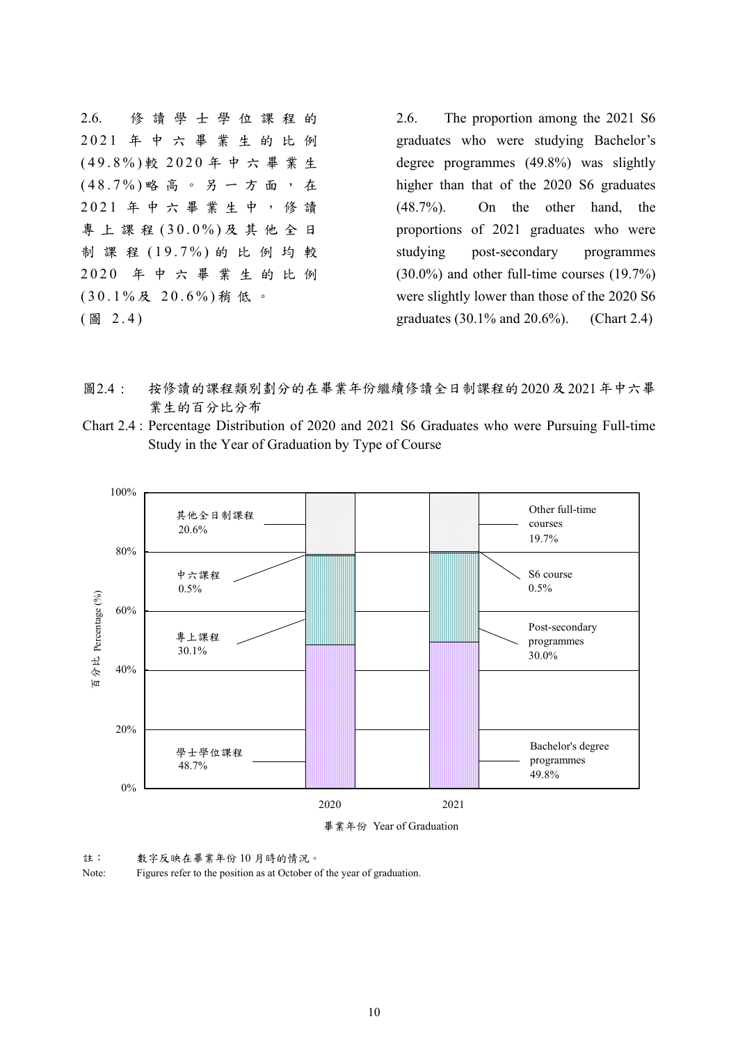2.6. 修讀學士學位課程的2021年中六畢業生的比例(49.8%)較2020年中六畢業生(48.7%)略高。另一方面，在2021年中六畢業生中，修讀專上課程(30.0%)及其他全日制課程(19.7%)的比例均較2020年中六畢業生的比例(30.1%及20.6%)稍低。(圖 2.4)

2.6. The proportion among the 2021 S6 graduates who were studying Bachelor's degree programmes (49.8%) was slightly higher than that of the 2020 S6 graduates (48.7%). On the other hand, the proportions of 2021 graduates who were studying post-secondary programmes (30.0%) and other full-time courses (19.7%) were slightly lower than those of the 2020 S6 graduates (30.1% and 20.6%). (Chart 2.4)

圖2.4： 按修讀的課程類別劃分的在畢業年份繼續修讀全日制課程的2020及2021年中六畢業生的百分比分布

Chart 2.4 : Percentage Distribution of 2020 and 2021 S6 Graduates who were Pursuing Full-time Study in the Year of Graduation by Type of Course

| 課程類別 Type of Course | 2020 | 2021 |
| --- | --- | --- |
| 學士學位課程 Bachelor's degree programmes | 48.7% | 49.8% |
| 專上課程 Post-secondary programmes | 30.1% | 30.0% |
| 中六課程 S6 course | 0.5% | 0.5% |
| 其他全日制課程 Other full-time courses | 20.6% | 19.7% |

百分比 Percentage (%)

畢業年份 Year of Graduation

註： 數字反映在畢業年份10月時的情況。

Note: Figures refer to the position as at October of the year of graduation.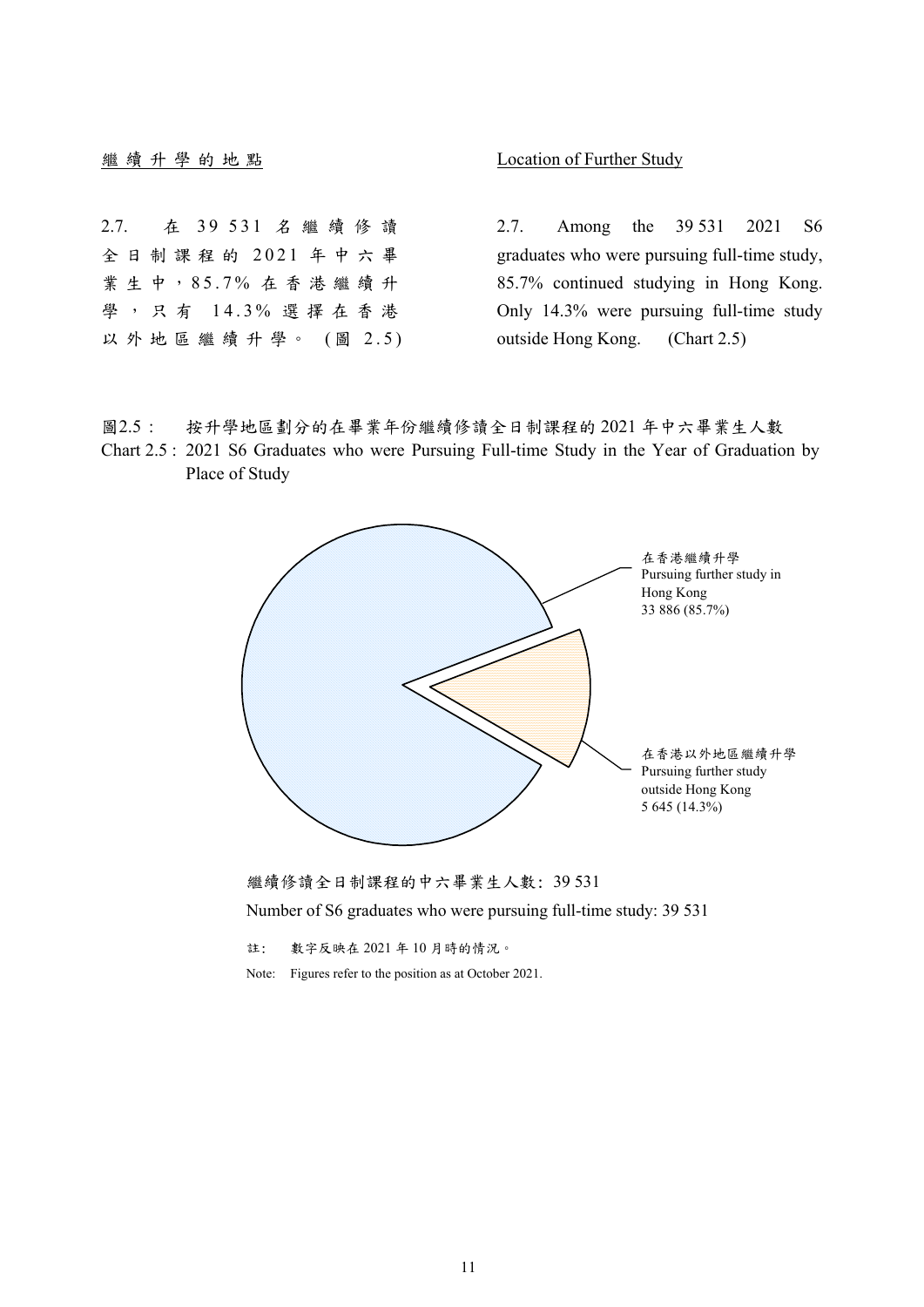## 繼續升學的地點

## Location of Further Study

2.7. 在 39 531 名繼續修讀全日制課程的 2021 年中六畢業生中，85.7% 在香港繼續升學，只有 14.3% 選擇在香港以外地區繼續升學。(圖 2.5)

2.7. Among the 39 531 2021 S6 graduates who were pursuing full-time study, 85.7% continued studying in Hong Kong. Only 14.3% were pursuing full-time study outside Hong Kong. (Chart 2.5)

圖2.5： 按升學地區劃分的在畢業年份繼續修讀全日制課程的 2021 年中六畢業生人數

Chart 2.5 : 2021 S6 Graduates who were Pursuing Full-time Study in the Year of Graduation by Place of Study

在香港繼續升學
Pursuing further study in Hong Kong
33 886 (85.7%)

在香港以外地區繼續升學
Pursuing further study outside Hong Kong
5 645 (14.3%)

繼續修讀全日制課程的中六畢業生人數：39 531

Number of S6 graduates who were pursuing full-time study: 39 531

註： 數字反映在 2021 年 10 月時的情況。

Note: Figures refer to the position as at October 2021.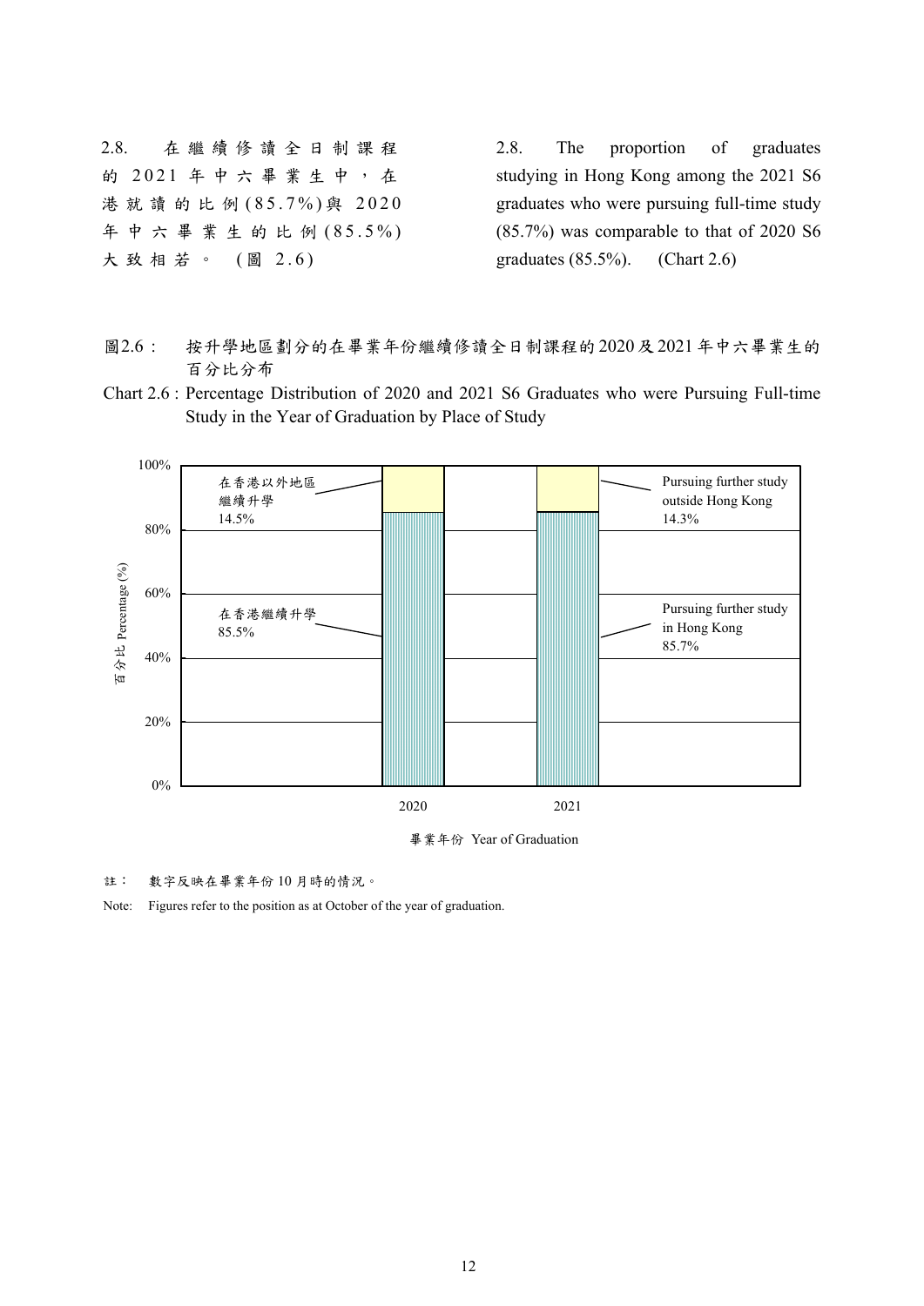2.8. 在繼續修讀全日制課程的2021年中六畢業生中，在港就讀的比例(85.7%)與2020年中六畢業生的比例(85.5%)大致相若。(圖 2.6)

2.8. The proportion of graduates studying in Hong Kong among the 2021 S6 graduates who were pursuing full-time study (85.7%) was comparable to that of 2020 S6 graduates (85.5%). (Chart 2.6)

圖2.6： 按升學地區劃分的在畢業年份繼續修讀全日制課程的2020及2021年中六畢業生的百分比分布

Chart 2.6 : Percentage Distribution of 2020 and 2021 S6 Graduates who were Pursuing Full-time Study in the Year of Graduation by Place of Study

| 畢業年份 Year of Graduation | 在香港繼續升學 Pursuing further study in Hong Kong | 在香港以外地區繼續升學 Pursuing further study outside Hong Kong |
|---|---|---|
| 2020 | 85.5% | 14.5% |
| 2021 | 85.7% | 14.3% |

註： 數字反映在畢業年份10月時的情況。

Note: Figures refer to the position as at October of the year of graduation.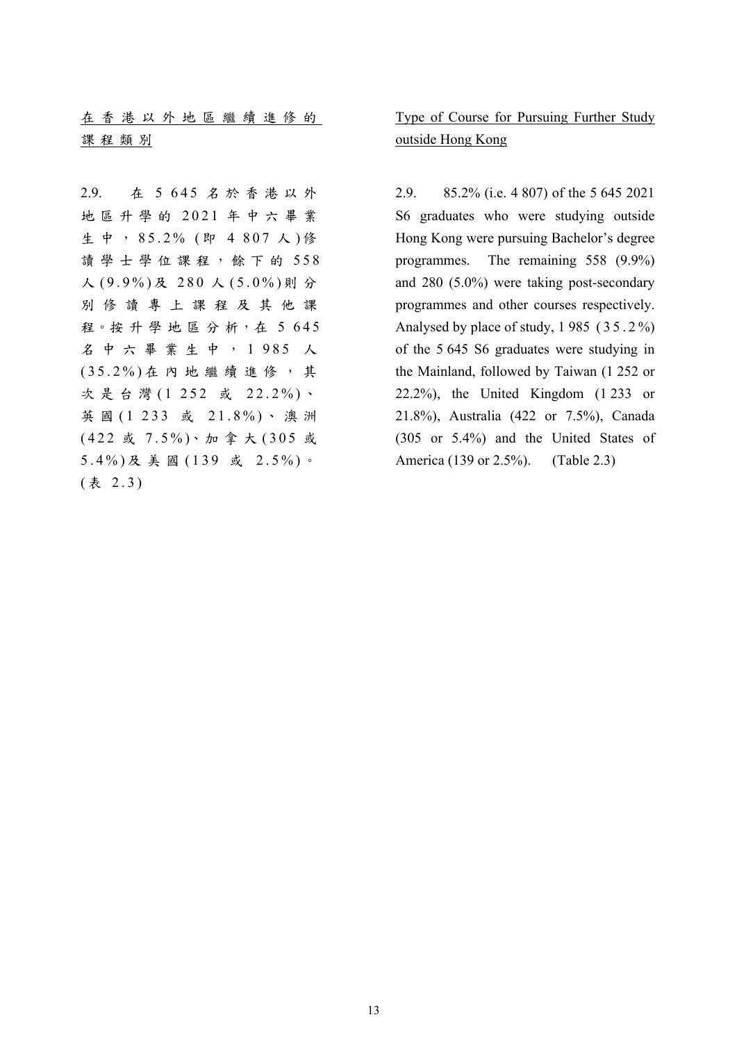## 在香港以外地區繼續進修的課程類別

2.9. 在 5 645 名於香港以外地區升學的 2021 年中六畢業生中，85.2% (即 4 807 人)修讀學士學位課程，餘下的 558 人(9.9%)及 280 人(5.0%)則分別修讀專上課程及其他課程。按升學地區分析，在 5 645 名中六畢業生中，1 985 人(35.2%)在內地繼續進修，其次是台灣(1 252 或 22.2%)、英國(1 233 或 21.8%)、澳洲(422 或 7.5%)、加拿大(305 或 5.4%)及美國(139 或 2.5%)。(表 2.3)

## Type of Course for Pursuing Further Study outside Hong Kong

2.9. 85.2% (i.e. 4 807) of the 5 645 2021 S6 graduates who were studying outside Hong Kong were pursuing Bachelor's degree programmes. The remaining 558 (9.9%) and 280 (5.0%) were taking post-secondary programmes and other courses respectively. Analysed by place of study, 1 985 (35.2%) of the 5 645 S6 graduates were studying in the Mainland, followed by Taiwan (1 252 or 22.2%), the United Kingdom (1 233 or 21.8%), Australia (422 or 7.5%), Canada (305 or 5.4%) and the United States of America (139 or 2.5%). (Table 2.3)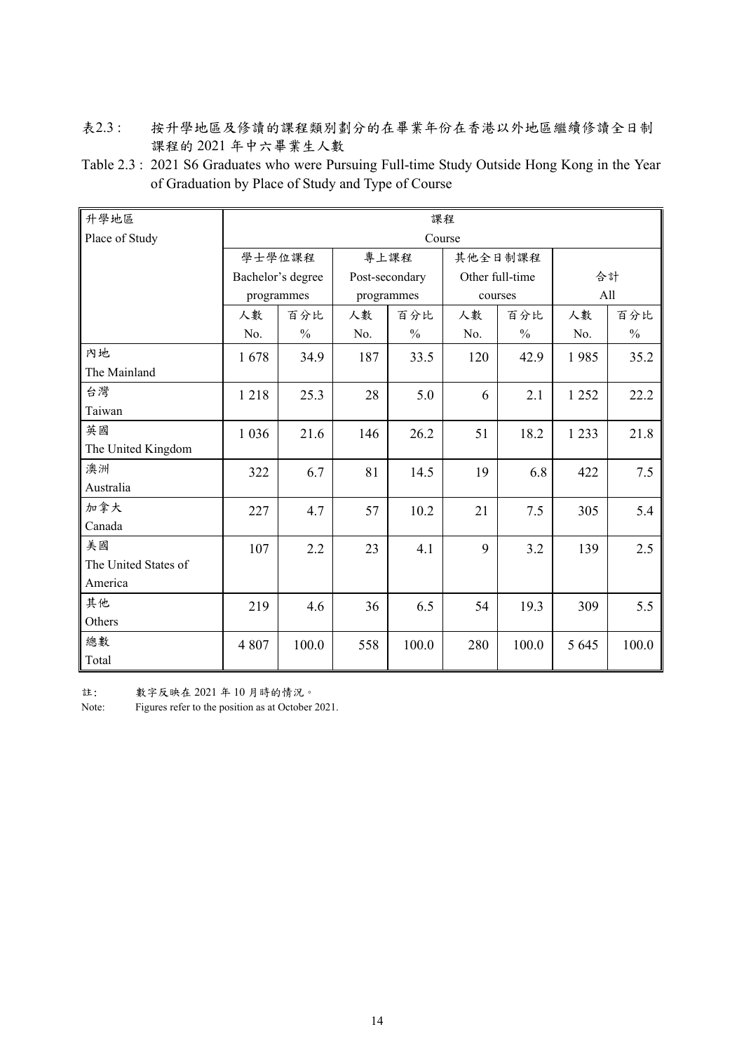表2.3 : 按升學地區及修讀的課程類別劃分的在畢業年份在香港以外地區繼續修讀全日制課程的 2021 年中六畢業生人數

Table 2.3 : 2021 S6 Graduates who were Pursuing Full-time Study Outside Hong Kong in the Year of Graduation by Place of Study and Type of Course

| 升學地區<br>Place of Study | 課程<br>Course | | | | | | | |
|---|---|---|---|---|---|---|---|---|
| | 學士學位課程<br>Bachelor's degree programmes | | 專上課程<br>Post-secondary programmes | | 其他全日制課程<br>Other full-time courses | | 合計<br>All | |
| | 人數<br>No. | 百分比<br>% | 人數<br>No. | 百分比<br>% | 人數<br>No. | 百分比<br>% | 人數<br>No. | 百分比<br>% |
| 內地<br>The Mainland | 1 678 | 34.9 | 187 | 33.5 | 120 | 42.9 | 1 985 | 35.2 |
| 台灣<br>Taiwan | 1 218 | 25.3 | 28 | 5.0 | 6 | 2.1 | 1 252 | 22.2 |
| 英國<br>The United Kingdom | 1 036 | 21.6 | 146 | 26.2 | 51 | 18.2 | 1 233 | 21.8 |
| 澳洲<br>Australia | 322 | 6.7 | 81 | 14.5 | 19 | 6.8 | 422 | 7.5 |
| 加拿大<br>Canada | 227 | 4.7 | 57 | 10.2 | 21 | 7.5 | 305 | 5.4 |
| 美國<br>The United States of America | 107 | 2.2 | 23 | 4.1 | 9 | 3.2 | 139 | 2.5 |
| 其他<br>Others | 219 | 4.6 | 36 | 6.5 | 54 | 19.3 | 309 | 5.5 |
| 總數<br>Total | 4 807 | 100.0 | 558 | 100.0 | 280 | 100.0 | 5 645 | 100.0 |

註: 數字反映在 2021 年 10 月時的情況。

Note: Figures refer to the position as at October 2021.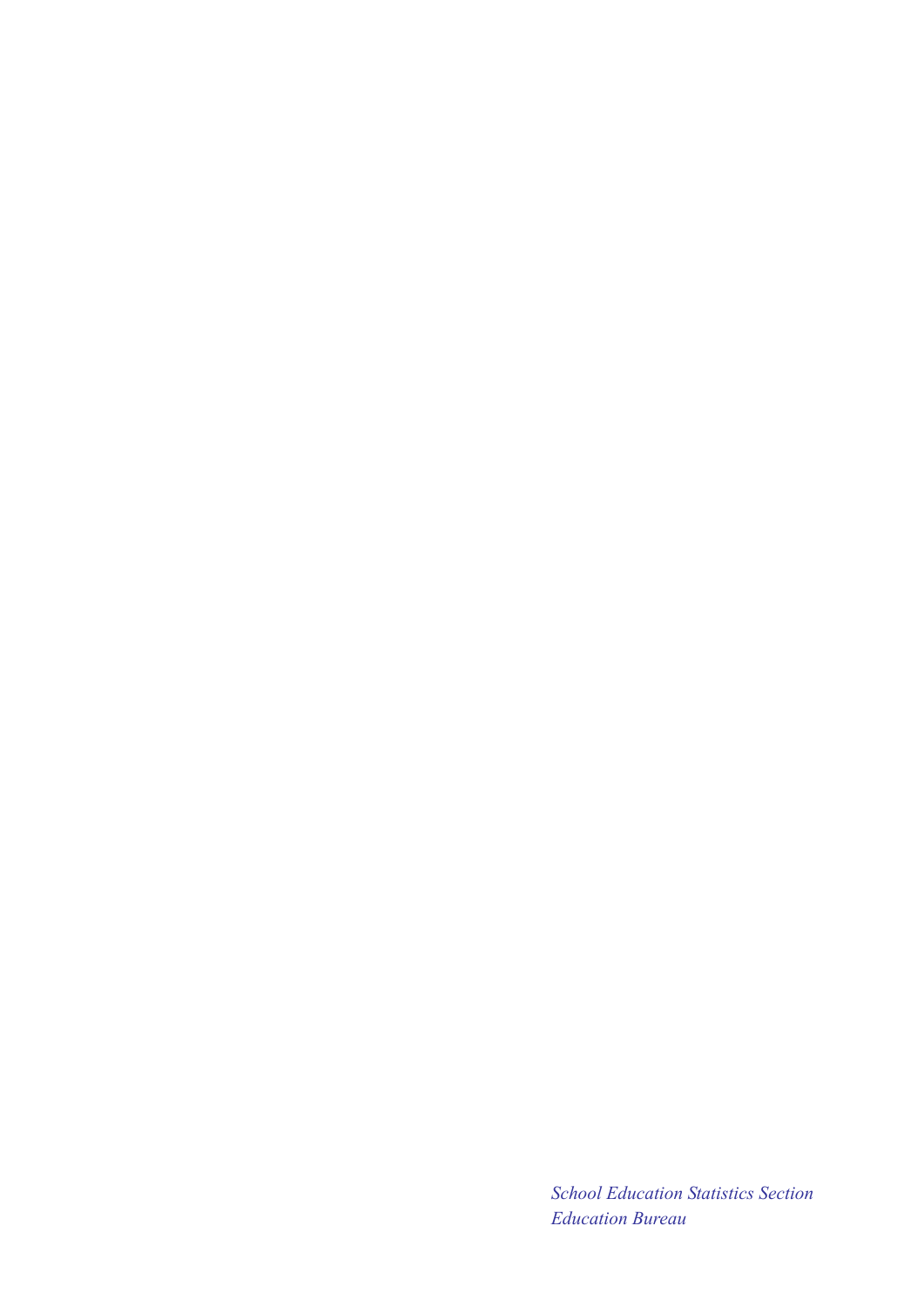*School Education Statistics Section*
*Education Bureau*